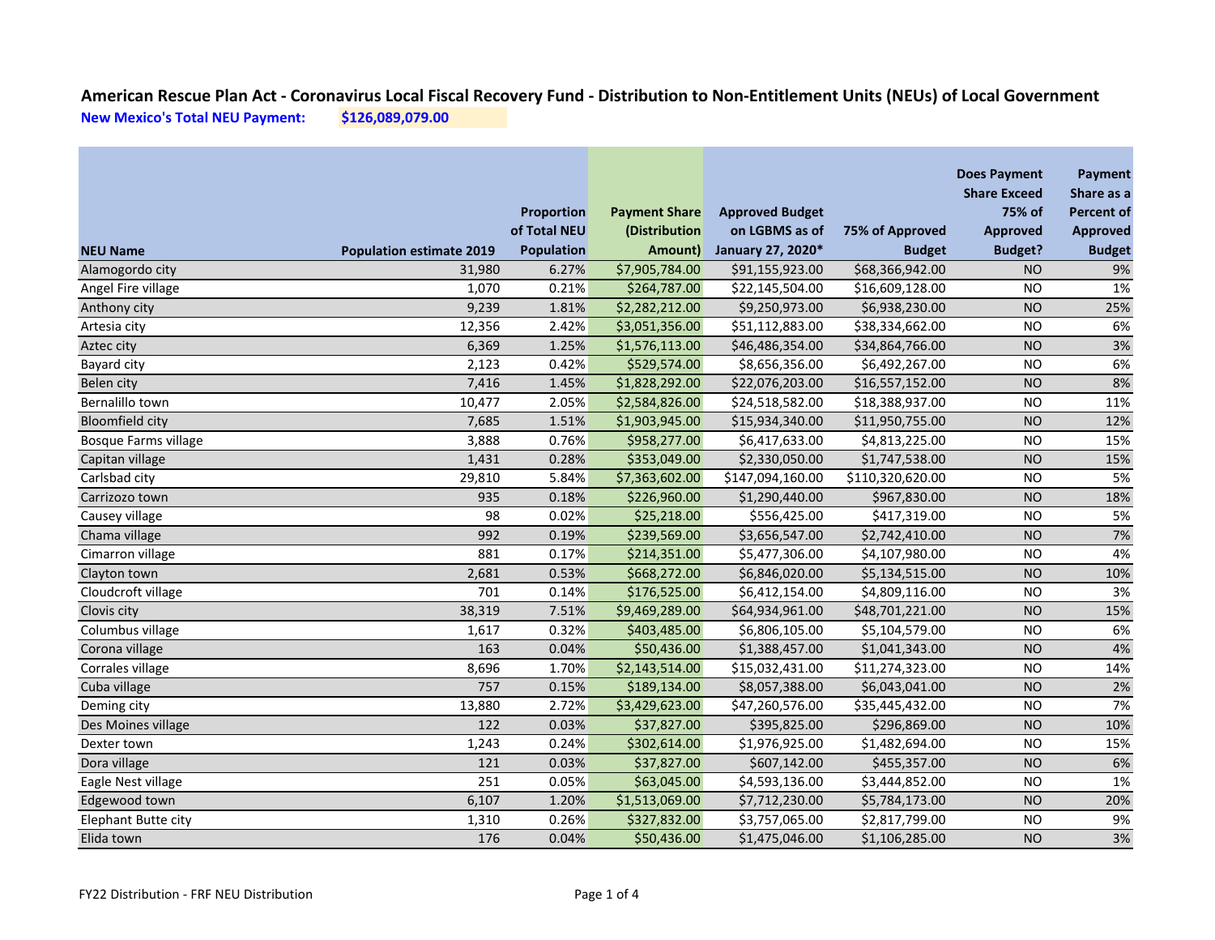# American Rescue Plan Act - Coronavirus Local Fiscal Recovery Fund - Distribution to Non-Entitlement Units (NEUs) of Local Government

**New Mexico's Total NEU Payment: $126,089,079.00**

| NEU Name | Population estimate 2019 | Proportion of Total NEU Population | Payment Share (Distribution Amount) | Approved Budget on LGBMS as of January 27, 2020* | 75% of Approved Budget | Does Payment Share Exceed 75% of Approved Budget? | Payment Share as a Percent of Approved Budget |
|---|---|---|---|---|---|---|---|
| Alamogordo city | 31,980 | 6.27% | $7,905,784.00 | $91,155,923.00 | $68,366,942.00 | NO | 9% |
| Angel Fire village | 1,070 | 0.21% | $264,787.00 | $22,145,504.00 | $16,609,128.00 | NO | 1% |
| Anthony city | 9,239 | 1.81% | $2,282,212.00 | $9,250,973.00 | $6,938,230.00 | NO | 25% |
| Artesia city | 12,356 | 2.42% | $3,051,356.00 | $51,112,883.00 | $38,334,662.00 | NO | 6% |
| Aztec city | 6,369 | 1.25% | $1,576,113.00 | $46,486,354.00 | $34,864,766.00 | NO | 3% |
| Bayard city | 2,123 | 0.42% | $529,574.00 | $8,656,356.00 | $6,492,267.00 | NO | 6% |
| Belen city | 7,416 | 1.45% | $1,828,292.00 | $22,076,203.00 | $16,557,152.00 | NO | 8% |
| Bernalillo town | 10,477 | 2.05% | $2,584,826.00 | $24,518,582.00 | $18,388,937.00 | NO | 11% |
| Bloomfield city | 7,685 | 1.51% | $1,903,945.00 | $15,934,340.00 | $11,950,755.00 | NO | 12% |
| Bosque Farms village | 3,888 | 0.76% | $958,277.00 | $6,417,633.00 | $4,813,225.00 | NO | 15% |
| Capitan village | 1,431 | 0.28% | $353,049.00 | $2,330,050.00 | $1,747,538.00 | NO | 15% |
| Carlsbad city | 29,810 | 5.84% | $7,363,602.00 | $147,094,160.00 | $110,320,620.00 | NO | 5% |
| Carrizozo town | 935 | 0.18% | $226,960.00 | $1,290,440.00 | $967,830.00 | NO | 18% |
| Causey village | 98 | 0.02% | $25,218.00 | $556,425.00 | $417,319.00 | NO | 5% |
| Chama village | 992 | 0.19% | $239,569.00 | $3,656,547.00 | $2,742,410.00 | NO | 7% |
| Cimarron village | 881 | 0.17% | $214,351.00 | $5,477,306.00 | $4,107,980.00 | NO | 4% |
| Clayton town | 2,681 | 0.53% | $668,272.00 | $6,846,020.00 | $5,134,515.00 | NO | 10% |
| Cloudcroft village | 701 | 0.14% | $176,525.00 | $6,412,154.00 | $4,809,116.00 | NO | 3% |
| Clovis city | 38,319 | 7.51% | $9,469,289.00 | $64,934,961.00 | $48,701,221.00 | NO | 15% |
| Columbus village | 1,617 | 0.32% | $403,485.00 | $6,806,105.00 | $5,104,579.00 | NO | 6% |
| Corona village | 163 | 0.04% | $50,436.00 | $1,388,457.00 | $1,041,343.00 | NO | 4% |
| Corrales village | 8,696 | 1.70% | $2,143,514.00 | $15,032,431.00 | $11,274,323.00 | NO | 14% |
| Cuba village | 757 | 0.15% | $189,134.00 | $8,057,388.00 | $6,043,041.00 | NO | 2% |
| Deming city | 13,880 | 2.72% | $3,429,623.00 | $47,260,576.00 | $35,445,432.00 | NO | 7% |
| Des Moines village | 122 | 0.03% | $37,827.00 | $395,825.00 | $296,869.00 | NO | 10% |
| Dexter town | 1,243 | 0.24% | $302,614.00 | $1,976,925.00 | $1,482,694.00 | NO | 15% |
| Dora village | 121 | 0.03% | $37,827.00 | $607,142.00 | $455,357.00 | NO | 6% |
| Eagle Nest village | 251 | 0.05% | $63,045.00 | $4,593,136.00 | $3,444,852.00 | NO | 1% |
| Edgewood town | 6,107 | 1.20% | $1,513,069.00 | $7,712,230.00 | $5,784,173.00 | NO | 20% |
| Elephant Butte city | 1,310 | 0.26% | $327,832.00 | $3,757,065.00 | $2,817,799.00 | NO | 9% |
| Elida town | 176 | 0.04% | $50,436.00 | $1,475,046.00 | $1,106,285.00 | NO | 3% |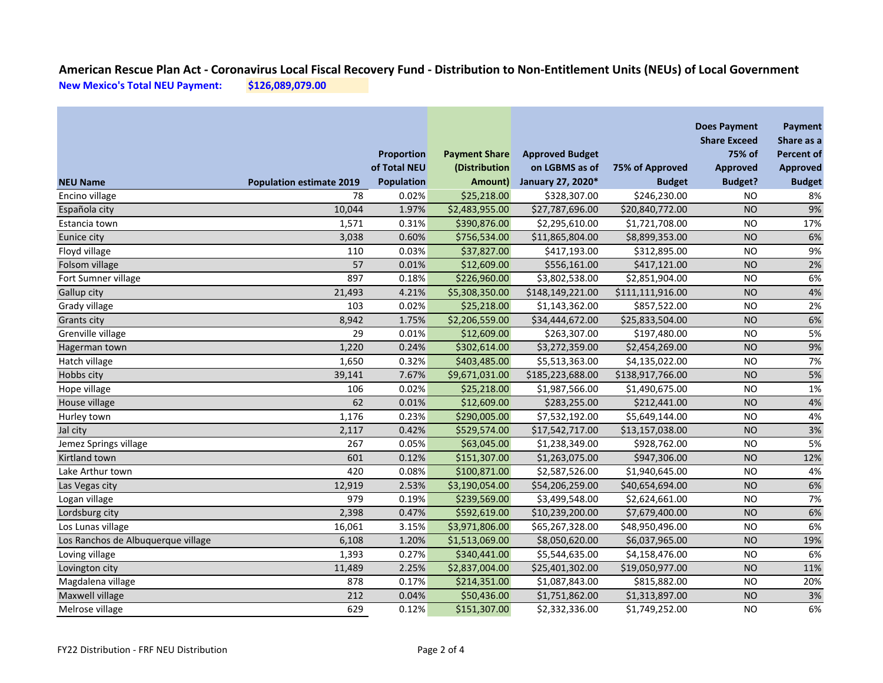# American Rescue Plan Act - Coronavirus Local Fiscal Recovery Fund - Distribution to Non-Entitlement Units (NEUs) of Local Government

**New Mexico's Total NEU Payment:** **$126,089,079.00**

| NEU Name | Population estimate 2019 | Proportion of Total NEU Population | Payment Share (Distribution Amount) | Approved Budget on LGBMS as of January 27, 2020* | 75% of Approved Budget | Does Payment Share Exceed 75% of Approved Budget? | Payment Share as a Percent of Approved Budget |
|---|---|---|---|---|---|---|---|
| Encino village | 78 | 0.02% | $25,218.00 | $328,307.00 | $246,230.00 | NO | 8% |
| Española city | 10,044 | 1.97% | $2,483,955.00 | $27,787,696.00 | $20,840,772.00 | NO | 9% |
| Estancia town | 1,571 | 0.31% | $390,876.00 | $2,295,610.00 | $1,721,708.00 | NO | 17% |
| Eunice city | 3,038 | 0.60% | $756,534.00 | $11,865,804.00 | $8,899,353.00 | NO | 6% |
| Floyd village | 110 | 0.03% | $37,827.00 | $417,193.00 | $312,895.00 | NO | 9% |
| Folsom village | 57 | 0.01% | $12,609.00 | $556,161.00 | $417,121.00 | NO | 2% |
| Fort Sumner village | 897 | 0.18% | $226,960.00 | $3,802,538.00 | $2,851,904.00 | NO | 6% |
| Gallup city | 21,493 | 4.21% | $5,308,350.00 | $148,149,221.00 | $111,111,916.00 | NO | 4% |
| Grady village | 103 | 0.02% | $25,218.00 | $1,143,362.00 | $857,522.00 | NO | 2% |
| Grants city | 8,942 | 1.75% | $2,206,559.00 | $34,444,672.00 | $25,833,504.00 | NO | 6% |
| Grenville village | 29 | 0.01% | $12,609.00 | $263,307.00 | $197,480.00 | NO | 5% |
| Hagerman town | 1,220 | 0.24% | $302,614.00 | $3,272,359.00 | $2,454,269.00 | NO | 9% |
| Hatch village | 1,650 | 0.32% | $403,485.00 | $5,513,363.00 | $4,135,022.00 | NO | 7% |
| Hobbs city | 39,141 | 7.67% | $9,671,031.00 | $185,223,688.00 | $138,917,766.00 | NO | 5% |
| Hope village | 106 | 0.02% | $25,218.00 | $1,987,566.00 | $1,490,675.00 | NO | 1% |
| House village | 62 | 0.01% | $12,609.00 | $283,255.00 | $212,441.00 | NO | 4% |
| Hurley town | 1,176 | 0.23% | $290,005.00 | $7,532,192.00 | $5,649,144.00 | NO | 4% |
| Jal city | 2,117 | 0.42% | $529,574.00 | $17,542,717.00 | $13,157,038.00 | NO | 3% |
| Jemez Springs village | 267 | 0.05% | $63,045.00 | $1,238,349.00 | $928,762.00 | NO | 5% |
| Kirtland town | 601 | 0.12% | $151,307.00 | $1,263,075.00 | $947,306.00 | NO | 12% |
| Lake Arthur town | 420 | 0.08% | $100,871.00 | $2,587,526.00 | $1,940,645.00 | NO | 4% |
| Las Vegas city | 12,919 | 2.53% | $3,190,054.00 | $54,206,259.00 | $40,654,694.00 | NO | 6% |
| Logan village | 979 | 0.19% | $239,569.00 | $3,499,548.00 | $2,624,661.00 | NO | 7% |
| Lordsburg city | 2,398 | 0.47% | $592,619.00 | $10,239,200.00 | $7,679,400.00 | NO | 6% |
| Los Lunas village | 16,061 | 3.15% | $3,971,806.00 | $65,267,328.00 | $48,950,496.00 | NO | 6% |
| Los Ranchos de Albuquerque village | 6,108 | 1.20% | $1,513,069.00 | $8,050,620.00 | $6,037,965.00 | NO | 19% |
| Loving village | 1,393 | 0.27% | $340,441.00 | $5,544,635.00 | $4,158,476.00 | NO | 6% |
| Lovington city | 11,489 | 2.25% | $2,837,004.00 | $25,401,302.00 | $19,050,977.00 | NO | 11% |
| Magdalena village | 878 | 0.17% | $214,351.00 | $1,087,843.00 | $815,882.00 | NO | 20% |
| Maxwell village | 212 | 0.04% | $50,436.00 | $1,751,862.00 | $1,313,897.00 | NO | 3% |
| Melrose village | 629 | 0.12% | $151,307.00 | $2,332,336.00 | $1,749,252.00 | NO | 6% |

FY22 Distribution - FRF NEU Distribution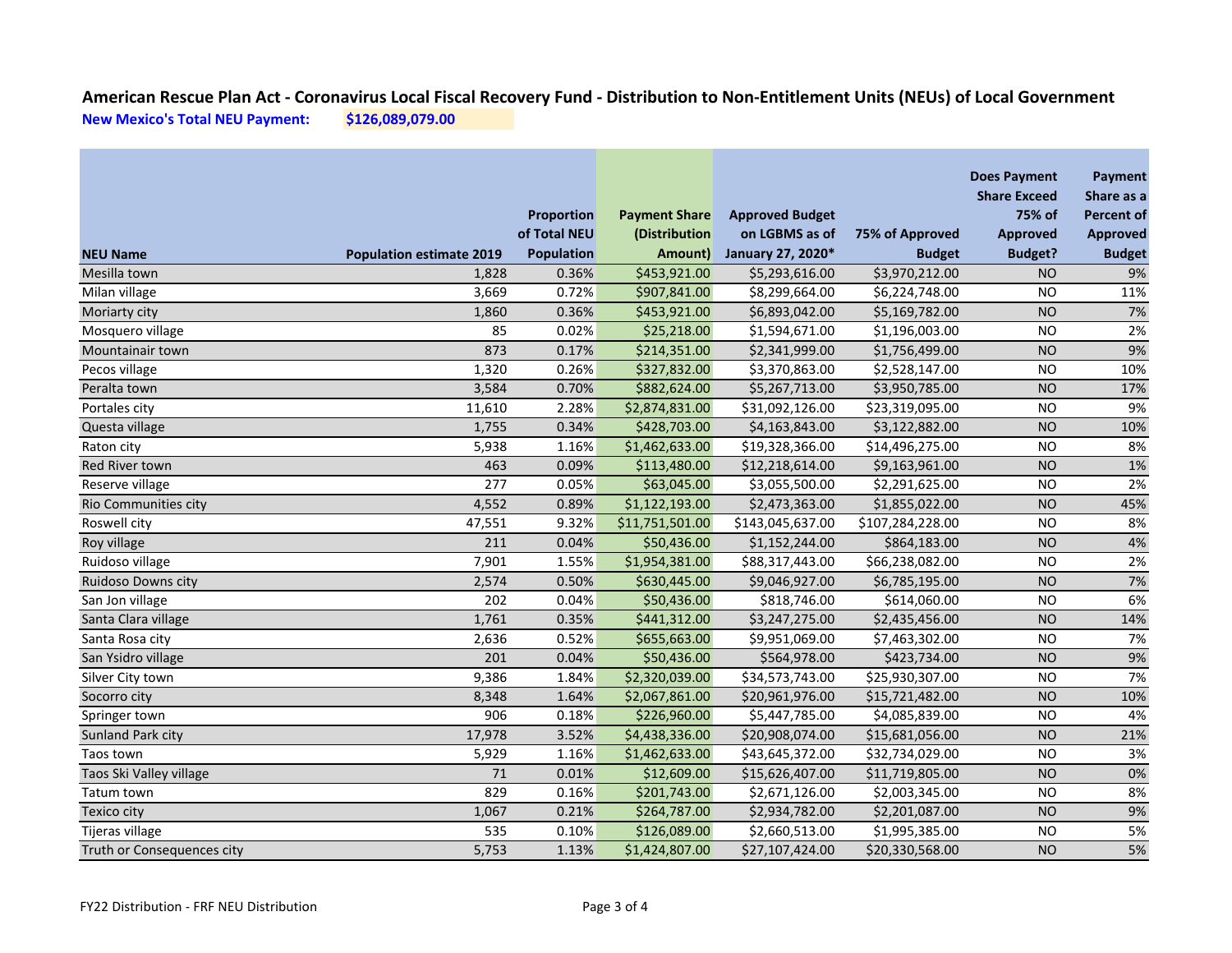**American Rescue Plan Act - Coronavirus Local Fiscal Recovery Fund - Distribution to Non-Entitlement Units (NEUs) of Local Government**

**New Mexico's Total NEU Payment: $126,089,079.00**

| NEU Name | Population estimate 2019 | Proportion of Total NEU Population | Payment Share (Distribution Amount) | Approved Budget on LGBMS as of January 27, 2020* | 75% of Approved Budget | Does Payment Share Exceed 75% of Approved Budget? | Payment Share as a Percent of Approved Budget |
|---|---|---|---|---|---|---|---|
| Mesilla town | 1,828 | 0.36% | $453,921.00 | $5,293,616.00 | $3,970,212.00 | NO | 9% |
| Milan village | 3,669 | 0.72% | $907,841.00 | $8,299,664.00 | $6,224,748.00 | NO | 11% |
| Moriarty city | 1,860 | 0.36% | $453,921.00 | $6,893,042.00 | $5,169,782.00 | NO | 7% |
| Mosquero village | 85 | 0.02% | $25,218.00 | $1,594,671.00 | $1,196,003.00 | NO | 2% |
| Mountainair town | 873 | 0.17% | $214,351.00 | $2,341,999.00 | $1,756,499.00 | NO | 9% |
| Pecos village | 1,320 | 0.26% | $327,832.00 | $3,370,863.00 | $2,528,147.00 | NO | 10% |
| Peralta town | 3,584 | 0.70% | $882,624.00 | $5,267,713.00 | $3,950,785.00 | NO | 17% |
| Portales city | 11,610 | 2.28% | $2,874,831.00 | $31,092,126.00 | $23,319,095.00 | NO | 9% |
| Questa village | 1,755 | 0.34% | $428,703.00 | $4,163,843.00 | $3,122,882.00 | NO | 10% |
| Raton city | 5,938 | 1.16% | $1,462,633.00 | $19,328,366.00 | $14,496,275.00 | NO | 8% |
| Red River town | 463 | 0.09% | $113,480.00 | $12,218,614.00 | $9,163,961.00 | NO | 1% |
| Reserve village | 277 | 0.05% | $63,045.00 | $3,055,500.00 | $2,291,625.00 | NO | 2% |
| Rio Communities city | 4,552 | 0.89% | $1,122,193.00 | $2,473,363.00 | $1,855,022.00 | NO | 45% |
| Roswell city | 47,551 | 9.32% | $11,751,501.00 | $143,045,637.00 | $107,284,228.00 | NO | 8% |
| Roy village | 211 | 0.04% | $50,436.00 | $1,152,244.00 | $864,183.00 | NO | 4% |
| Ruidoso village | 7,901 | 1.55% | $1,954,381.00 | $88,317,443.00 | $66,238,082.00 | NO | 2% |
| Ruidoso Downs city | 2,574 | 0.50% | $630,445.00 | $9,046,927.00 | $6,785,195.00 | NO | 7% |
| San Jon village | 202 | 0.04% | $50,436.00 | $818,746.00 | $614,060.00 | NO | 6% |
| Santa Clara village | 1,761 | 0.35% | $441,312.00 | $3,247,275.00 | $2,435,456.00 | NO | 14% |
| Santa Rosa city | 2,636 | 0.52% | $655,663.00 | $9,951,069.00 | $7,463,302.00 | NO | 7% |
| San Ysidro village | 201 | 0.04% | $50,436.00 | $564,978.00 | $423,734.00 | NO | 9% |
| Silver City town | 9,386 | 1.84% | $2,320,039.00 | $34,573,743.00 | $25,930,307.00 | NO | 7% |
| Socorro city | 8,348 | 1.64% | $2,067,861.00 | $20,961,976.00 | $15,721,482.00 | NO | 10% |
| Springer town | 906 | 0.18% | $226,960.00 | $5,447,785.00 | $4,085,839.00 | NO | 4% |
| Sunland Park city | 17,978 | 3.52% | $4,438,336.00 | $20,908,074.00 | $15,681,056.00 | NO | 21% |
| Taos town | 5,929 | 1.16% | $1,462,633.00 | $43,645,372.00 | $32,734,029.00 | NO | 3% |
| Taos Ski Valley village | 71 | 0.01% | $12,609.00 | $15,626,407.00 | $11,719,805.00 | NO | 0% |
| Tatum town | 829 | 0.16% | $201,743.00 | $2,671,126.00 | $2,003,345.00 | NO | 8% |
| Texico city | 1,067 | 0.21% | $264,787.00 | $2,934,782.00 | $2,201,087.00 | NO | 9% |
| Tijeras village | 535 | 0.10% | $126,089.00 | $2,660,513.00 | $1,995,385.00 | NO | 5% |
| Truth or Consequences city | 5,753 | 1.13% | $1,424,807.00 | $27,107,424.00 | $20,330,568.00 | NO | 5% |

FY22 Distribution - FRF NEU Distribution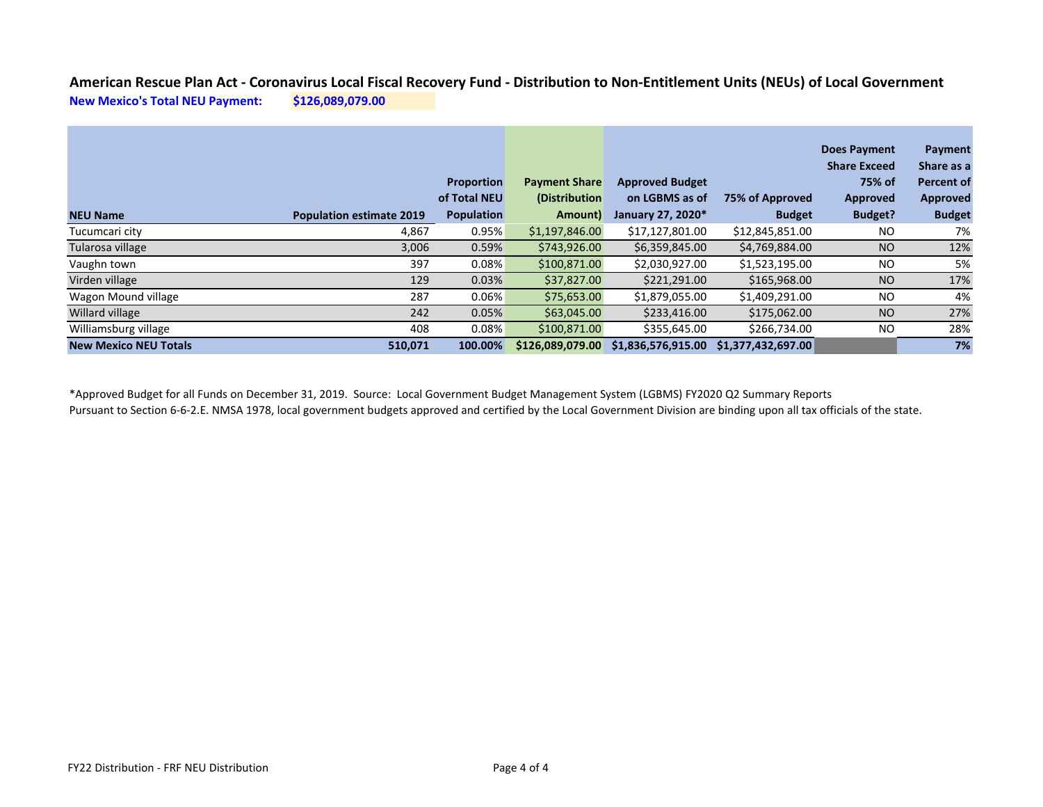## American Rescue Plan Act - Coronavirus Local Fiscal Recovery Fund - Distribution to Non-Entitlement Units (NEUs) of Local Government

**New Mexico's Total NEU Payment: $126,089,079.00**

| NEU Name | Population estimate 2019 | Proportion of Total NEU Population | Payment Share (Distribution Amount) | Approved Budget on LGBMS as of January 27, 2020* | 75% of Approved Budget | Does Payment Share Exceed 75% of Approved Budget? | Payment Share as a Percent of Approved Budget |
|---|---|---|---|---|---|---|---|
| Tucumcari city | 4,867 | 0.95% | $1,197,846.00 | $17,127,801.00 | $12,845,851.00 | NO | 7% |
| Tularosa village | 3,006 | 0.59% | $743,926.00 | $6,359,845.00 | $4,769,884.00 | NO | 12% |
| Vaughn town | 397 | 0.08% | $100,871.00 | $2,030,927.00 | $1,523,195.00 | NO | 5% |
| Virden village | 129 | 0.03% | $37,827.00 | $221,291.00 | $165,968.00 | NO | 17% |
| Wagon Mound village | 287 | 0.06% | $75,653.00 | $1,879,055.00 | $1,409,291.00 | NO | 4% |
| Willard village | 242 | 0.05% | $63,045.00 | $233,416.00 | $175,062.00 | NO | 27% |
| Williamsburg village | 408 | 0.08% | $100,871.00 | $355,645.00 | $266,734.00 | NO | 28% |
| **New Mexico NEU Totals** | **510,071** | **100.00%** | **$126,089,079.00** | **$1,836,576,915.00** | **$1,377,432,697.00** | | **7%** |

*Approved Budget for all Funds on December 31, 2019. Source: Local Government Budget Management System (LGBMS) FY2020 Q2 Summary Reports

Pursuant to Section 6-6-2.E. NMSA 1978, local government budgets approved and certified by the Local Government Division are binding upon all tax officials of the state.